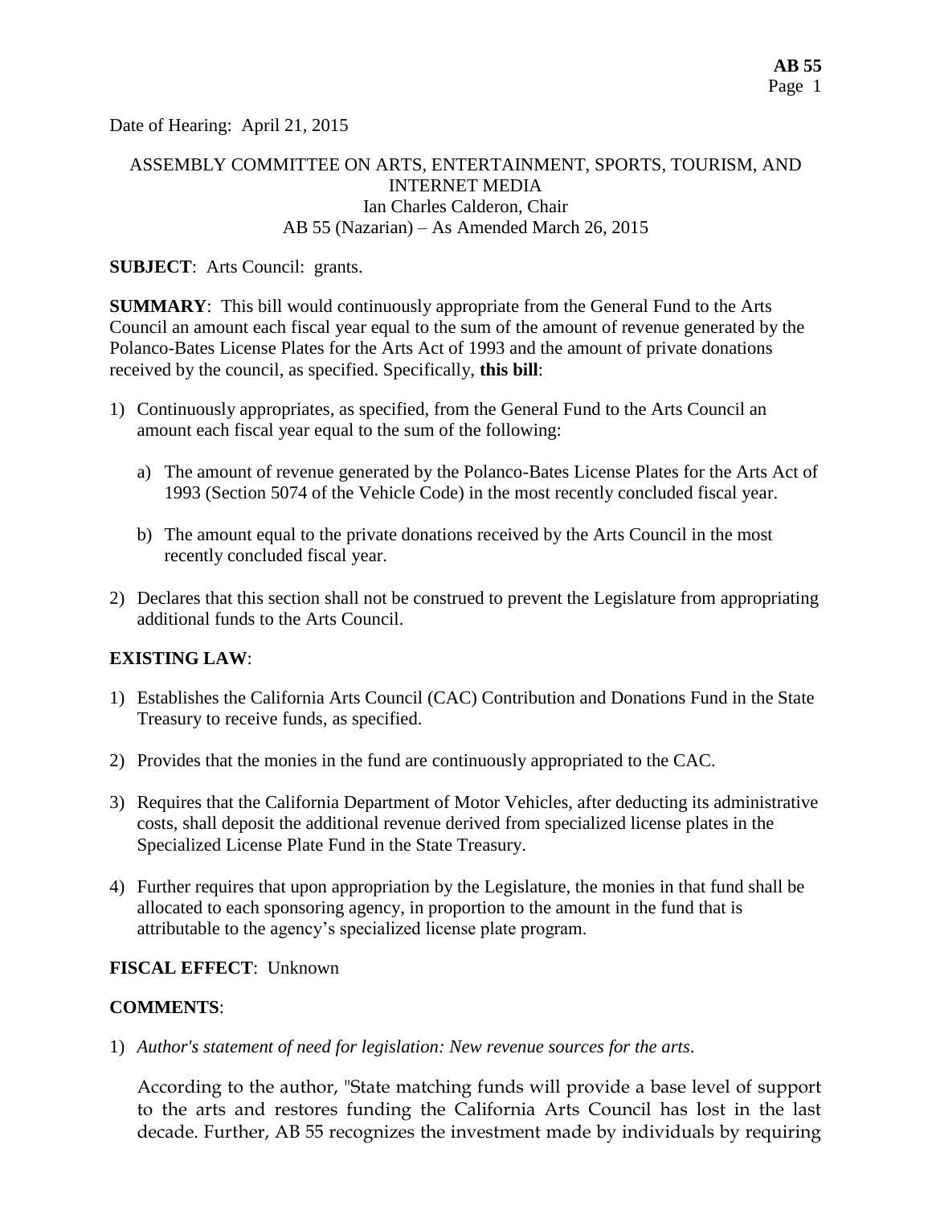Date of Hearing: April 21, 2015

ASSEMBLY COMMITTEE ON ARTS, ENTERTAINMENT, SPORTS, TOURISM, AND INTERNET MEDIA
Ian Charles Calderon, Chair
AB 55 (Nazarian) – As Amended March 26, 2015

**SUBJECT**: Arts Council: grants.

**SUMMARY**: This bill would continuously appropriate from the General Fund to the Arts Council an amount each fiscal year equal to the sum of the amount of revenue generated by the Polanco-Bates License Plates for the Arts Act of 1993 and the amount of private donations received by the council, as specified. Specifically, **this bill**:

1) Continuously appropriates, as specified, from the General Fund to the Arts Council an amount each fiscal year equal to the sum of the following:

   a) The amount of revenue generated by the Polanco-Bates License Plates for the Arts Act of 1993 (Section 5074 of the Vehicle Code) in the most recently concluded fiscal year.

   b) The amount equal to the private donations received by the Arts Council in the most recently concluded fiscal year.

2) Declares that this section shall not be construed to prevent the Legislature from appropriating additional funds to the Arts Council.

**EXISTING LAW**:

1) Establishes the California Arts Council (CAC) Contribution and Donations Fund in the State Treasury to receive funds, as specified.

2) Provides that the monies in the fund are continuously appropriated to the CAC.

3) Requires that the California Department of Motor Vehicles, after deducting its administrative costs, shall deposit the additional revenue derived from specialized license plates in the Specialized License Plate Fund in the State Treasury.

4) Further requires that upon appropriation by the Legislature, the monies in that fund shall be allocated to each sponsoring agency, in proportion to the amount in the fund that is attributable to the agency's specialized license plate program.

**FISCAL EFFECT**: Unknown

**COMMENTS**:

1) *Author's statement of need for legislation: New revenue sources for the arts.*

   According to the author, "State matching funds will provide a base level of support to the arts and restores funding the California Arts Council has lost in the last decade. Further, AB 55 recognizes the investment made by individuals by requiring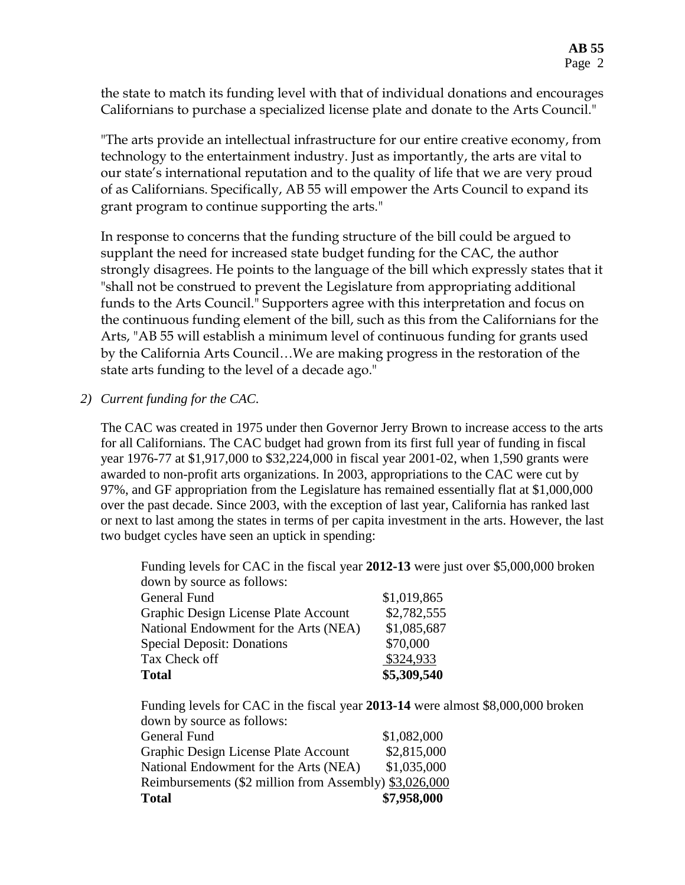the state to match its funding level with that of individual donations and encourages Californians to purchase a specialized license plate and donate to the Arts Council."

"The arts provide an intellectual infrastructure for our entire creative economy, from technology to the entertainment industry. Just as importantly, the arts are vital to our state's international reputation and to the quality of life that we are very proud of as Californians. Specifically, AB 55 will empower the Arts Council to expand its grant program to continue supporting the arts."

In response to concerns that the funding structure of the bill could be argued to supplant the need for increased state budget funding for the CAC, the author strongly disagrees. He points to the language of the bill which expressly states that it "shall not be construed to prevent the Legislature from appropriating additional funds to the Arts Council." Supporters agree with this interpretation and focus on the continuous funding element of the bill, such as this from the Californians for the Arts, "AB 55 will establish a minimum level of continuous funding for grants used by the California Arts Council…We are making progress in the restoration of the state arts funding to the level of a decade ago."

2) *Current funding for the CAC.*

The CAC was created in 1975 under then Governor Jerry Brown to increase access to the arts for all Californians. The CAC budget had grown from its first full year of funding in fiscal year 1976-77 at $1,917,000 to $32,224,000 in fiscal year 2001-02, when 1,590 grants were awarded to non-profit arts organizations. In 2003, appropriations to the CAC were cut by 97%, and GF appropriation from the Legislature has remained essentially flat at $1,000,000 over the past decade. Since 2003, with the exception of last year, California has ranked last or next to last among the states in terms of per capita investment in the arts. However, the last two budget cycles have seen an uptick in spending:

Funding levels for CAC in the fiscal year **2012-13** were just over $5,000,000 broken down by source as follows:

| Source | Amount |
|---|---|
| General Fund | $1,019,865 |
| Graphic Design License Plate Account | $2,782,555 |
| National Endowment for the Arts (NEA) | $1,085,687 |
| Special Deposit: Donations | $70,000 |
| Tax Check off | $324,933 |
| **Total** | **$5,309,540** |

Funding levels for CAC in the fiscal year **2013-14** were almost $8,000,000 broken down by source as follows:

| Source | Amount |
|---|---|
| General Fund | $1,082,000 |
| Graphic Design License Plate Account | $2,815,000 |
| National Endowment for the Arts (NEA) | $1,035,000 |
| Reimbursements ($2 million from Assembly) | $3,026,000 |
| **Total** | **$7,958,000** |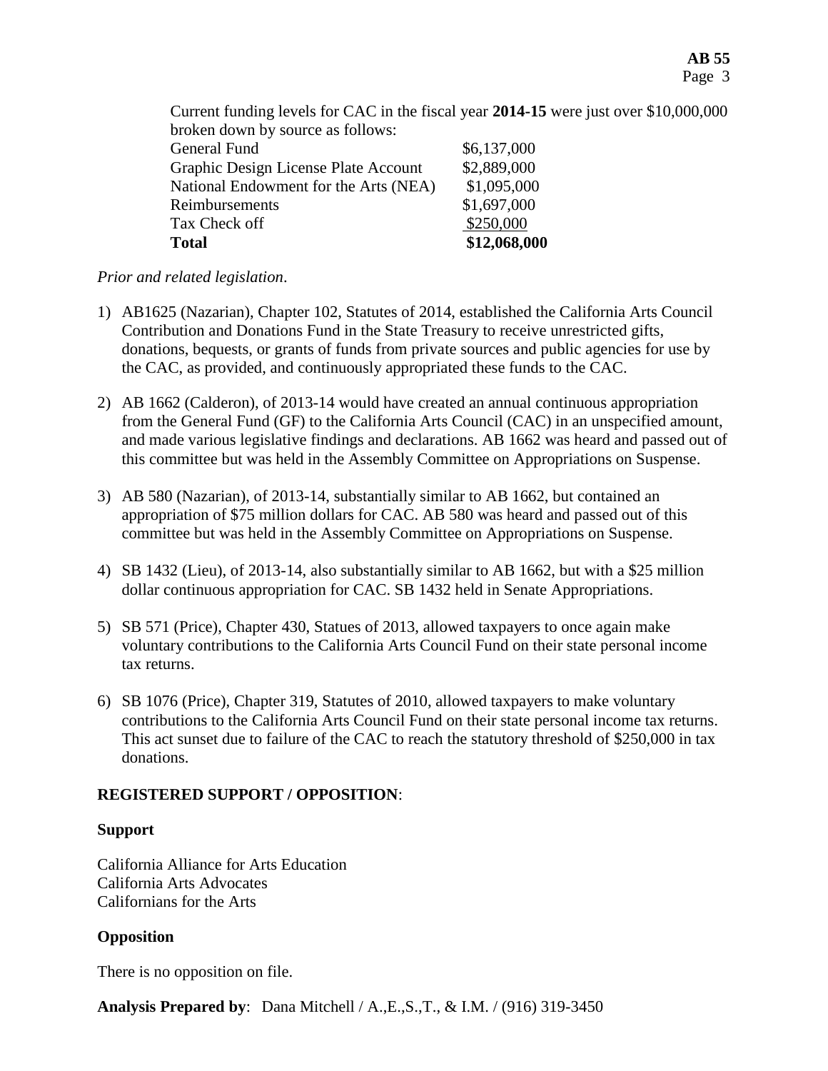Current funding levels for CAC in the fiscal year **2014-15** were just over $10,000,000 broken down by source as follows:

| | |
|---|---|
| General Fund | $6,137,000 |
| Graphic Design License Plate Account | $2,889,000 |
| National Endowment for the Arts (NEA) | $1,095,000 |
| Reimbursements | $1,697,000 |
| Tax Check off | $250,000 |
| **Total** | **$12,068,000** |

*Prior and related legislation*.

1) AB1625 (Nazarian), Chapter 102, Statutes of 2014, established the California Arts Council Contribution and Donations Fund in the State Treasury to receive unrestricted gifts, donations, bequests, or grants of funds from private sources and public agencies for use by the CAC, as provided, and continuously appropriated these funds to the CAC.

2) AB 1662 (Calderon), of 2013-14 would have created an annual continuous appropriation from the General Fund (GF) to the California Arts Council (CAC) in an unspecified amount, and made various legislative findings and declarations. AB 1662 was heard and passed out of this committee but was held in the Assembly Committee on Appropriations on Suspense.

3) AB 580 (Nazarian), of 2013-14, substantially similar to AB 1662, but contained an appropriation of $75 million dollars for CAC. AB 580 was heard and passed out of this committee but was held in the Assembly Committee on Appropriations on Suspense.

4) SB 1432 (Lieu), of 2013-14, also substantially similar to AB 1662, but with a $25 million dollar continuous appropriation for CAC. SB 1432 held in Senate Appropriations.

5) SB 571 (Price), Chapter 430, Statues of 2013, allowed taxpayers to once again make voluntary contributions to the California Arts Council Fund on their state personal income tax returns.

6) SB 1076 (Price), Chapter 319, Statutes of 2010, allowed taxpayers to make voluntary contributions to the California Arts Council Fund on their state personal income tax returns. This act sunset due to failure of the CAC to reach the statutory threshold of $250,000 in tax donations.

## REGISTERED SUPPORT / OPPOSITION:

### Support

California Alliance for Arts Education
California Arts Advocates
Californians for the Arts

### Opposition

There is no opposition on file.

**Analysis Prepared by**: Dana Mitchell / A.,E.,S.,T., & I.M. / (916) 319-3450